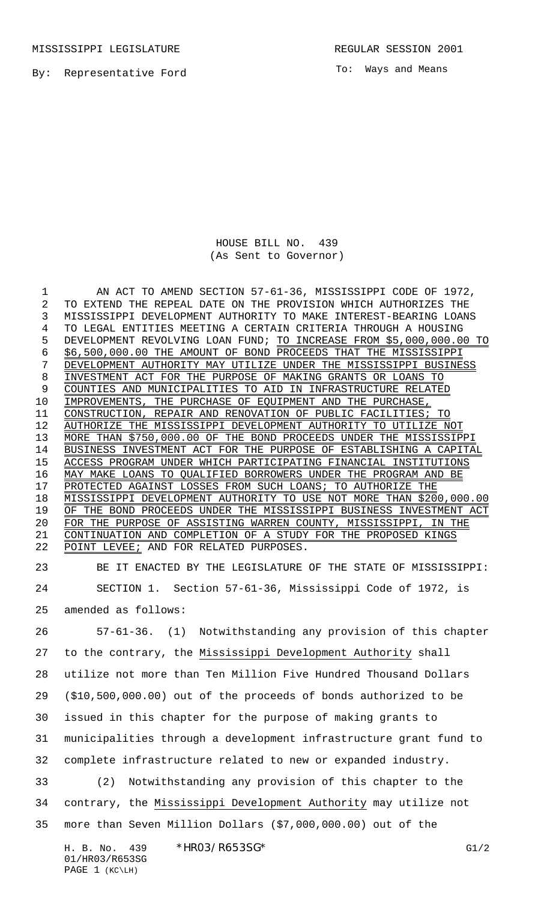MISSISSIPPI LEGISLATURE REGULAR SESSION 2001

By: Representative Ford

To: Ways and Means

# HOUSE BILL NO. 439
(As Sent to Governor)

AN ACT TO AMEND SECTION 57-61-36, MISSISSIPPI CODE OF 1972, TO EXTEND THE REPEAL DATE ON THE PROVISION WHICH AUTHORIZES THE MISSISSIPPI DEVELOPMENT AUTHORITY TO MAKE INTEREST-BEARING LOANS TO LEGAL ENTITIES MEETING A CERTAIN CRITERIA THROUGH A HOUSING DEVELOPMENT REVOLVING LOAN FUND; TO INCREASE FROM \$5,000,000.00 TO \$6,500,000.00 THE AMOUNT OF BOND PROCEEDS THAT THE MISSISSIPPI DEVELOPMENT AUTHORITY MAY UTILIZE UNDER THE MISSISSIPPI BUSINESS INVESTMENT ACT FOR THE PURPOSE OF MAKING GRANTS OR LOANS TO COUNTIES AND MUNICIPALITIES TO AID IN INFRASTRUCTURE RELATED IMPROVEMENTS, THE PURCHASE OF EQUIPMENT AND THE PURCHASE, CONSTRUCTION, REPAIR AND RENOVATION OF PUBLIC FACILITIES; TO AUTHORIZE THE MISSISSIPPI DEVELOPMENT AUTHORITY TO UTILIZE NOT MORE THAN \$750,000.00 OF THE BOND PROCEEDS UNDER THE MISSISSIPPI BUSINESS INVESTMENT ACT FOR THE PURPOSE OF ESTABLISHING A CAPITAL ACCESS PROGRAM UNDER WHICH PARTICIPATING FINANCIAL INSTITUTIONS MAY MAKE LOANS TO QUALIFIED BORROWERS UNDER THE PROGRAM AND BE PROTECTED AGAINST LOSSES FROM SUCH LOANS; TO AUTHORIZE THE MISSISSIPPI DEVELOPMENT AUTHORITY TO USE NOT MORE THAN \$200,000.00 OF THE BOND PROCEEDS UNDER THE MISSISSIPPI BUSINESS INVESTMENT ACT FOR THE PURPOSE OF ASSISTING WARREN COUNTY, MISSISSIPPI, IN THE CONTINUATION AND COMPLETION OF A STUDY FOR THE PROPOSED KINGS POINT LEVEE; AND FOR RELATED PURPOSES.

BE IT ENACTED BY THE LEGISLATURE OF THE STATE OF MISSISSIPPI:

SECTION 1. Section 57-61-36, Mississippi Code of 1972, is amended as follows:

57-61-36. (1) Notwithstanding any provision of this chapter to the contrary, the Mississippi Development Authority shall utilize not more than Ten Million Five Hundred Thousand Dollars (\$10,500,000.00) out of the proceeds of bonds authorized to be issued in this chapter for the purpose of making grants to municipalities through a development infrastructure grant fund to complete infrastructure related to new or expanded industry.

(2) Notwithstanding any provision of this chapter to the contrary, the Mississippi Development Authority may utilize not more than Seven Million Dollars (\$7,000,000.00) out of the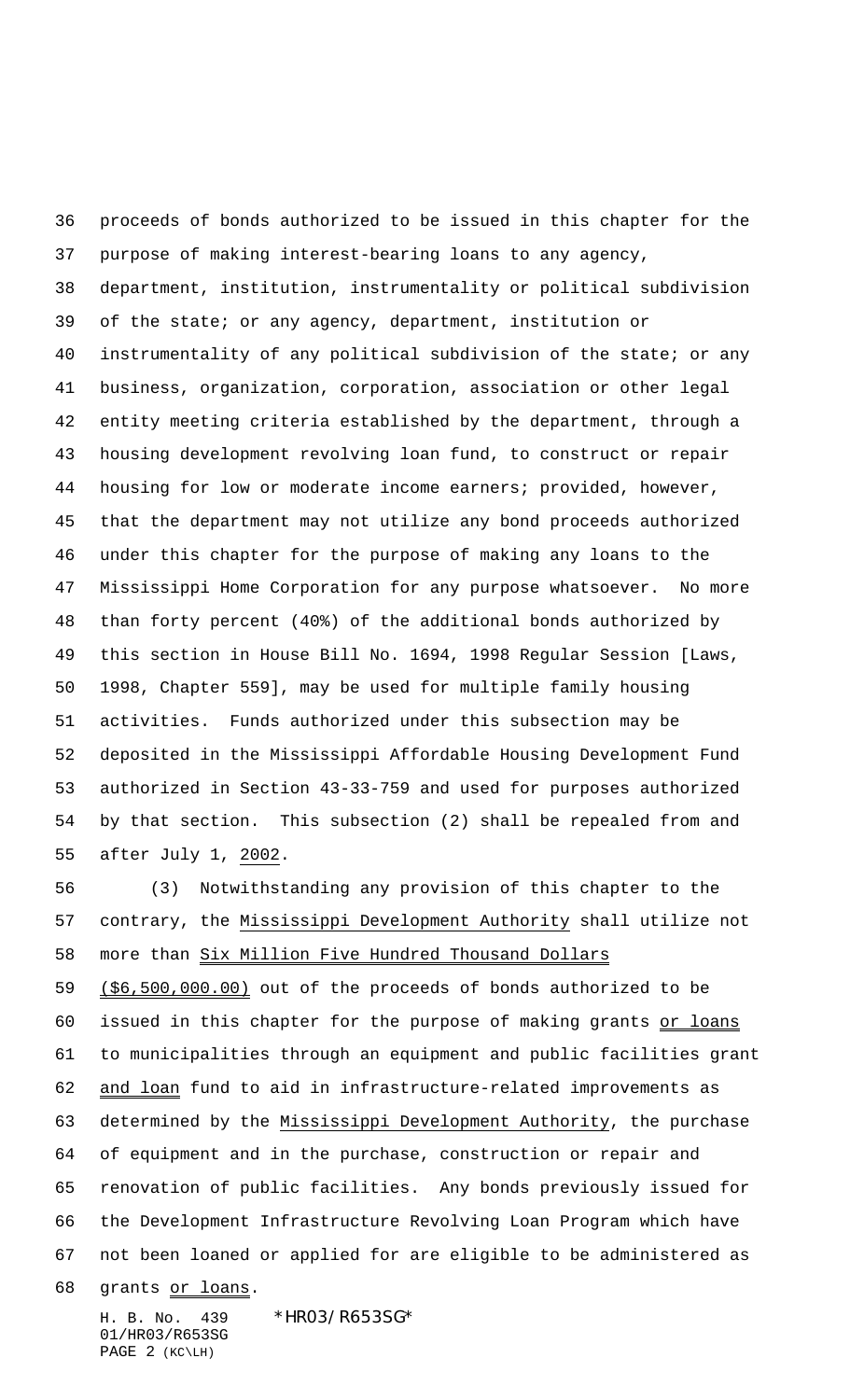proceeds of bonds authorized to be issued in this chapter for the purpose of making interest-bearing loans to any agency, department, institution, instrumentality or political subdivision of the state; or any agency, department, institution or instrumentality of any political subdivision of the state; or any business, organization, corporation, association or other legal entity meeting criteria established by the department, through a housing development revolving loan fund, to construct or repair housing for low or moderate income earners; provided, however, that the department may not utilize any bond proceeds authorized under this chapter for the purpose of making any loans to the Mississippi Home Corporation for any purpose whatsoever. No more than forty percent (40%) of the additional bonds authorized by this section in House Bill No. 1694, 1998 Regular Session [Laws, 1998, Chapter 559], may be used for multiple family housing activities. Funds authorized under this subsection may be deposited in the Mississippi Affordable Housing Development Fund authorized in Section 43-33-759 and used for purposes authorized by that section. This subsection (2) shall be repealed from and after July 1, 2002.

(3) Notwithstanding any provision of this chapter to the contrary, the Mississippi Development Authority shall utilize not more than Six Million Five Hundred Thousand Dollars ($6,500,000.00) out of the proceeds of bonds authorized to be issued in this chapter for the purpose of making grants or loans to municipalities through an equipment and public facilities grant and loan fund to aid in infrastructure-related improvements as determined by the Mississippi Development Authority, the purchase of equipment and in the purchase, construction or repair and renovation of public facilities. Any bonds previously issued for the Development Infrastructure Revolving Loan Program which have not been loaned or applied for are eligible to be administered as grants or loans.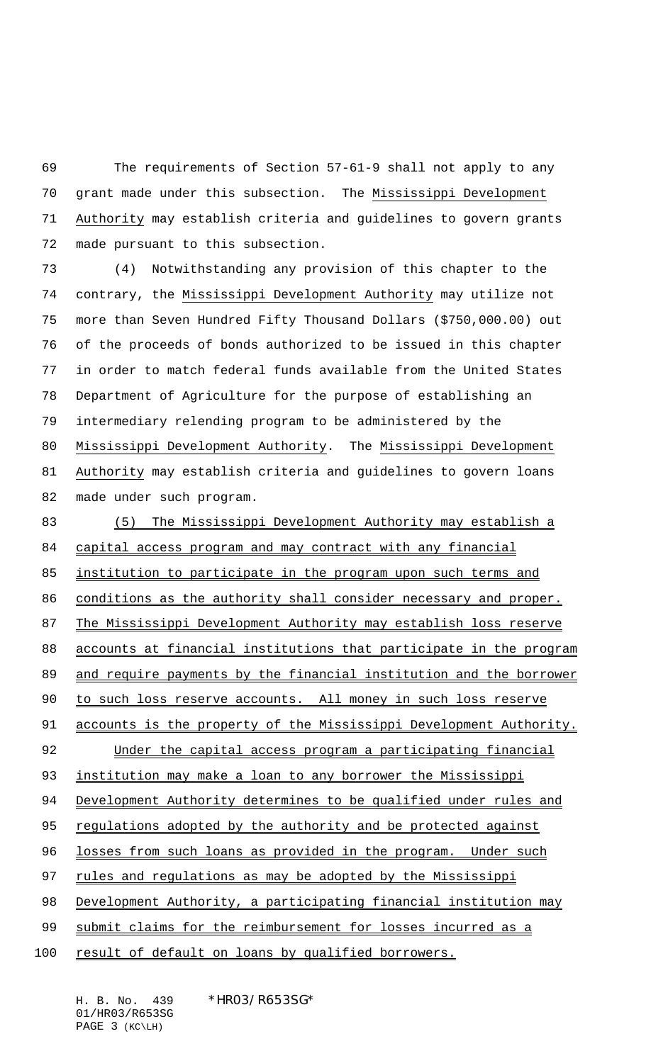The requirements of Section 57-61-9 shall not apply to any grant made under this subsection. The Mississippi Development Authority may establish criteria and guidelines to govern grants made pursuant to this subsection.

(4) Notwithstanding any provision of this chapter to the contrary, the Mississippi Development Authority may utilize not more than Seven Hundred Fifty Thousand Dollars ($750,000.00) out of the proceeds of bonds authorized to be issued in this chapter in order to match federal funds available from the United States Department of Agriculture for the purpose of establishing an intermediary relending program to be administered by the Mississippi Development Authority. The Mississippi Development Authority may establish criteria and guidelines to govern loans made under such program.

(5) The Mississippi Development Authority may establish a capital access program and may contract with any financial institution to participate in the program upon such terms and conditions as the authority shall consider necessary and proper. The Mississippi Development Authority may establish loss reserve accounts at financial institutions that participate in the program and require payments by the financial institution and the borrower to such loss reserve accounts. All money in such loss reserve accounts is the property of the Mississippi Development Authority.

Under the capital access program a participating financial institution may make a loan to any borrower the Mississippi Development Authority determines to be qualified under rules and regulations adopted by the authority and be protected against losses from such loans as provided in the program. Under such rules and regulations as may be adopted by the Mississippi Development Authority, a participating financial institution may submit claims for the reimbursement for losses incurred as a result of default on loans by qualified borrowers.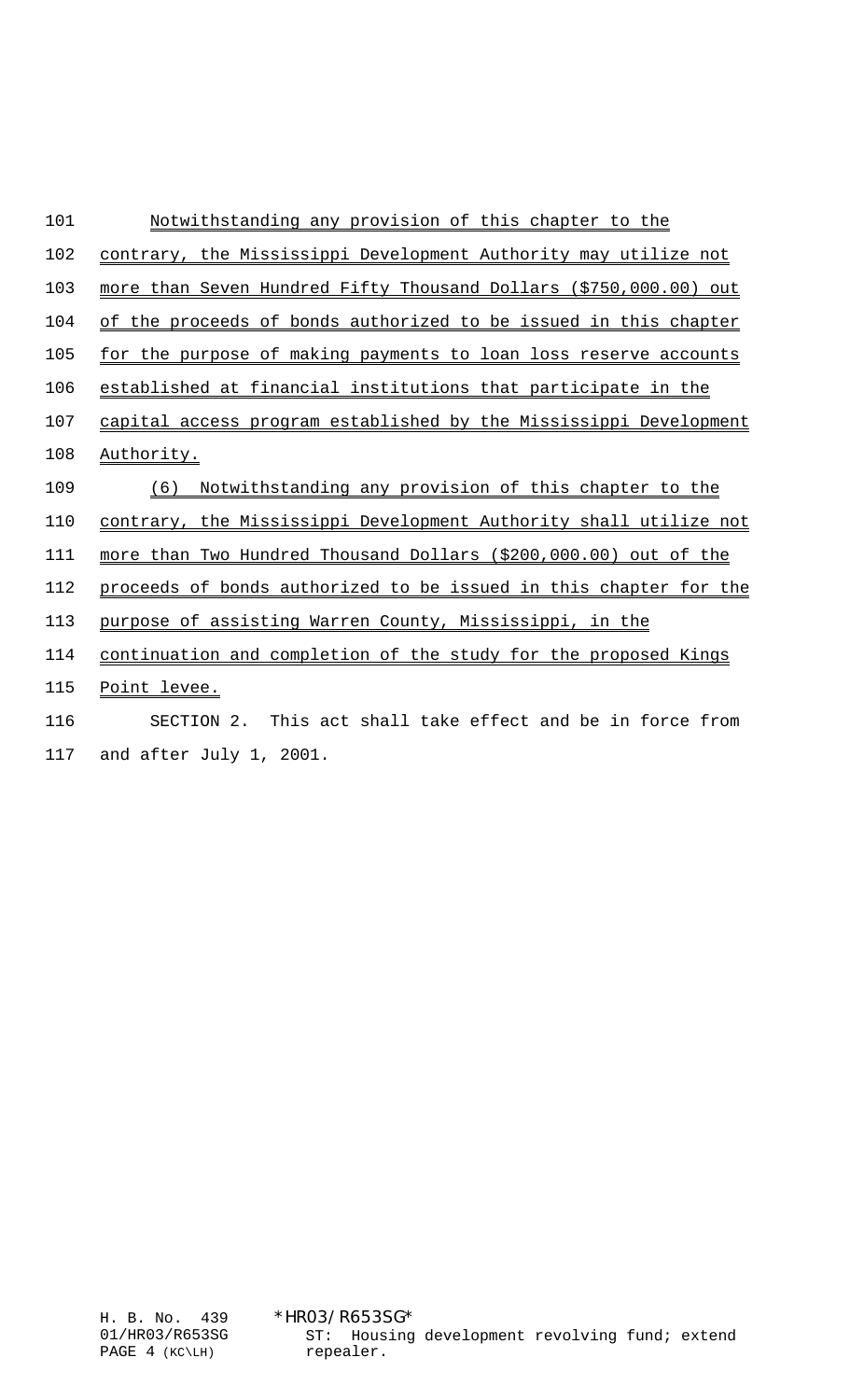Notwithstanding any provision of this chapter to the contrary, the Mississippi Development Authority may utilize not more than Seven Hundred Fifty Thousand Dollars ($750,000.00) out of the proceeds of bonds authorized to be issued in this chapter for the purpose of making payments to loan loss reserve accounts established at financial institutions that participate in the capital access program established by the Mississippi Development Authority.

(6) Notwithstanding any provision of this chapter to the contrary, the Mississippi Development Authority shall utilize not more than Two Hundred Thousand Dollars ($200,000.00) out of the proceeds of bonds authorized to be issued in this chapter for the purpose of assisting Warren County, Mississippi, in the continuation and completion of the study for the proposed Kings Point levee.

SECTION 2. This act shall take effect and be in force from and after July 1, 2001.